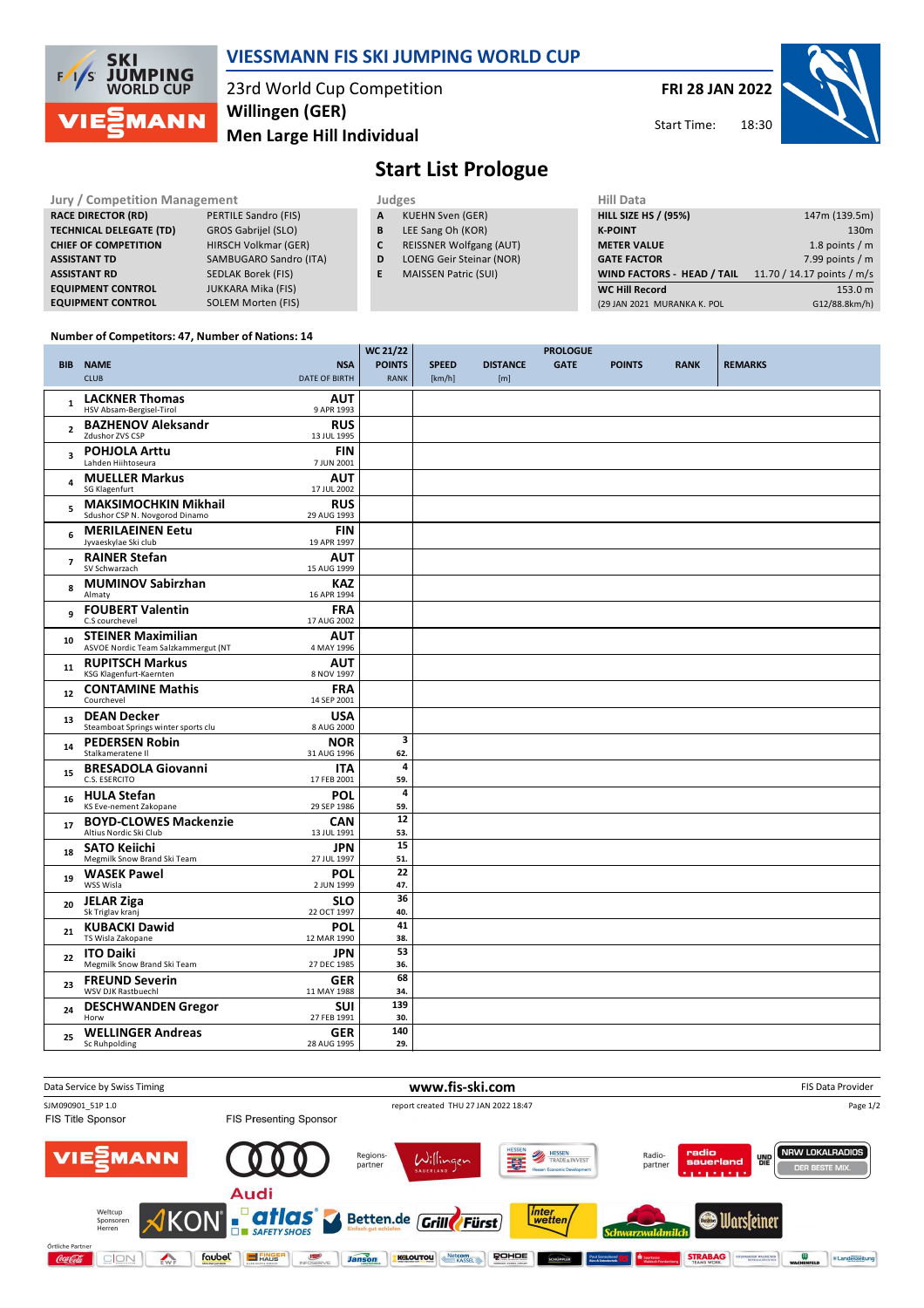# VIESSMANN FIS SKI JUMPING WORLD CUP

23rd World Cup Competition
Willingen (GER)
Men Large Hill Individual

FRI 28 JAN 2022
Start Time: 18:30

## Start List Prologue

| Jury / Competition Management | |
|---|---|
| RACE DIRECTOR (RD) | PERTILE Sandro (FIS) |
| TECHNICAL DELEGATE (TD) | GROS Gabrijel (SLO) |
| CHIEF OF COMPETITION | HIRSCH Volkmar (GER) |
| ASSISTANT TD | SAMBUGARO Sandro (ITA) |
| ASSISTANT RD | SEDLAK Borek (FIS) |
| EQUIPMENT CONTROL | JUKKARA Mika (FIS) |
| EQUIPMENT CONTROL | SOLEM Morten (FIS) |

| Judges | |
|---|---|
| A | KUEHN Sven (GER) |
| B | LEE Sang Oh (KOR) |
| C | REISSNER Wolfgang (AUT) |
| D | LOENG Geir Steinar (NOR) |
| E | MAISSEN Patric (SUI) |

| Hill Data | |
|---|---|
| HILL SIZE HS / (95%) | 147m (139.5m) |
| K-POINT | 130m |
| METER VALUE | 1.8 points / m |
| GATE FACTOR | 7.99 points / m |
| WIND FACTORS - HEAD / TAIL | 11.70 / 14.17 points / m/s |
| WC Hill Record | 153.0 m |
| (29 JAN 2021 MURANKA K. POL | G12/88.8km/h) |

Number of Competitors: 47, Number of Nations: 14

| BIB | NAME / CLUB | NSA / DATE OF BIRTH | WC 21/22 POINTS / RANK | SPEED [km/h] | DISTANCE [m] | PROLOGUE GATE | POINTS | RANK | REMARKS |
|---|---|---|---|---|---|---|---|---|---|
| 1 | LACKNER Thomas<br>HSV Absam-Bergisel-Tirol | AUT<br>9 APR 1993 | | | | | | | |
| 2 | BAZHENOV Aleksandr<br>Zdushor ZVS CSP | RUS<br>13 JUL 1995 | | | | | | | |
| 3 | POHJOLA Arttu<br>Lahden Hiihtoseura | FIN<br>7 JUN 2001 | | | | | | | |
| 4 | MUELLER Markus<br>SG Klagenfurt | AUT<br>17 JUL 2002 | | | | | | | |
| 5 | MAKSIMOCHKIN Mikhail<br>Sdushor CSP N. Novgorod Dinamo | RUS<br>29 AUG 1993 | | | | | | | |
| 6 | MERILAEINEN Eetu<br>Jyvaeskylae Ski club | FIN<br>19 APR 1997 | | | | | | | |
| 7 | RAINER Stefan<br>SV Schwarzach | AUT<br>15 AUG 1999 | | | | | | | |
| 8 | MUMINOV Sabirzhan<br>Almaty | KAZ<br>16 APR 1994 | | | | | | | |
| 9 | FOUBERT Valentin<br>C.S courchevel | FRA<br>17 AUG 2002 | | | | | | | |
| 10 | STEINER Maximilian<br>ASVOE Nordic Team Salzkammergut (NT | AUT<br>4 MAY 1996 | | | | | | | |
| 11 | RUPITSCH Markus<br>KSG Klagenfurt-Kaernten | AUT<br>8 NOV 1997 | | | | | | | |
| 12 | CONTAMINE Mathis<br>Courchevel | FRA<br>14 SEP 2001 | | | | | | | |
| 13 | DEAN Decker<br>Steamboat Springs winter sports clu | USA<br>8 AUG 2000 | | | | | | | |
| 14 | PEDERSEN Robin<br>Stalkameratene Il | NOR<br>31 AUG 1996 | 3<br>62. | | | | | | |
| 15 | BRESADOLA Giovanni<br>C.S. ESERCITO | ITA<br>17 FEB 2001 | 4<br>59. | | | | | | |
| 16 | HULA Stefan<br>KS Eve-nement Zakopane | POL<br>29 SEP 1986 | 4<br>59. | | | | | | |
| 17 | BOYD-CLOWES Mackenzie<br>Altius Nordic Ski Club | CAN<br>13 JUL 1991 | 12<br>53. | | | | | | |
| 18 | SATO Keiichi<br>Megmilk Snow Brand Ski Team | JPN<br>27 JUL 1997 | 15<br>51. | | | | | | |
| 19 | WASEK Pawel<br>WSS Wisla | POL<br>2 JUN 1999 | 22<br>47. | | | | | | |
| 20 | JELAR Ziga<br>Sk Triglav kranj | SLO<br>22 OCT 1997 | 36<br>40. | | | | | | |
| 21 | KUBACKI Dawid<br>TS Wisla Zakopane | POL<br>12 MAR 1990 | 41<br>38. | | | | | | |
| 22 | ITO Daiki<br>Megmilk Snow Brand Ski Team | JPN<br>27 DEC 1985 | 53<br>36. | | | | | | |
| 23 | FREUND Severin<br>WSV DJK Rastbuechl | GER<br>11 MAY 1988 | 68<br>34. | | | | | | |
| 24 | DESCHWANDEN Gregor<br>Horw | SUI<br>27 FEB 1991 | 139<br>30. | | | | | | |
| 25 | WELLINGER Andreas<br>Sc Ruhpolding | GER<br>28 AUG 1995 | 140<br>29. | | | | | | |

Data Service by Swiss Timing — www.fis-ski.com — FIS Data Provider

SJM090901_51P 1.0 — report created THU 27 JAN 2022 18:47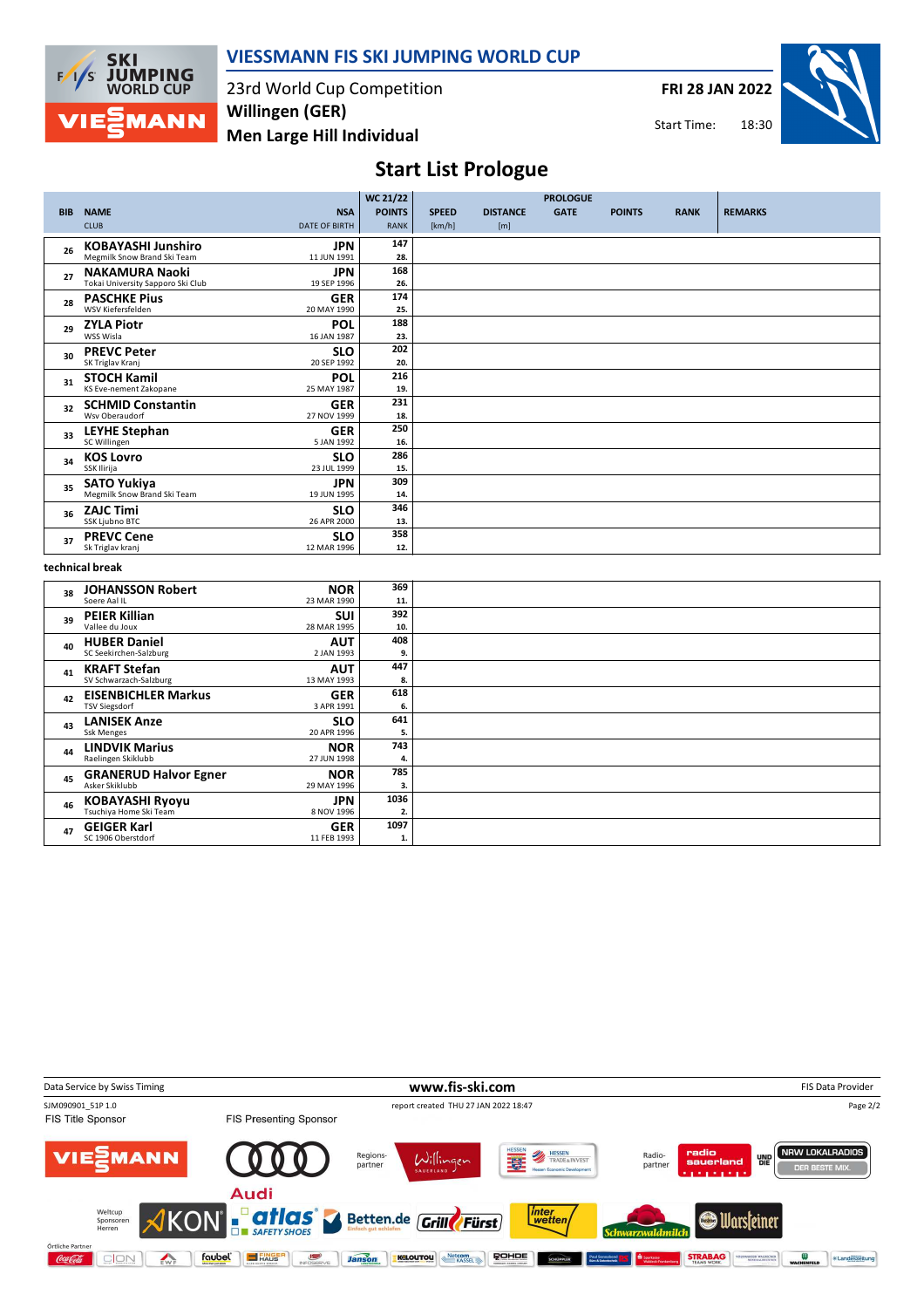# VIESSMANN FIS SKI JUMPING WORLD CUP

23rd World Cup Competition
Willingen (GER)
Men Large Hill Individual

FRI 28 JAN 2022
Start Time: 18:30

## Start List Prologue

| BIB | NAME / CLUB | NSA / DATE OF BIRTH | WC 21/22 POINTS / RANK | SPEED [km/h] | DISTANCE [m] | GATE | POINTS | RANK | REMARKS |
|---|---|---|---|---|---|---|---|---|---|
| 26 | **KOBAYASHI Junshiro** Megmilk Snow Brand Ski Team | **JPN** 11 JUN 1991 | 147 / 28. | | | | | | |
| 27 | **NAKAMURA Naoki** Tokai University Sapporo Ski Club | **JPN** 19 SEP 1996 | 168 / 26. | | | | | | |
| 28 | **PASCHKE Pius** WSV Kiefersfelden | **GER** 20 MAY 1990 | 174 / 25. | | | | | | |
| 29 | **ZYLA Piotr** WSS Wisla | **POL** 16 JAN 1987 | 188 / 23. | | | | | | |
| 30 | **PREVC Peter** SK Triglav Kranj | **SLO** 20 SEP 1992 | 202 / 20. | | | | | | |
| 31 | **STOCH Kamil** KS Eve-nement Zakopane | **POL** 25 MAY 1987 | 216 / 19. | | | | | | |
| 32 | **SCHMID Constantin** Wsv Oberaudorf | **GER** 27 NOV 1999 | 231 / 18. | | | | | | |
| 33 | **LEYHE Stephan** SC Willingen | **GER** 5 JAN 1992 | 250 / 16. | | | | | | |
| 34 | **KOS Lovro** SSK Ilirija | **SLO** 23 JUL 1999 | 286 / 15. | | | | | | |
| 35 | **SATO Yukiya** Megmilk Snow Brand Ski Team | **JPN** 19 JUN 1995 | 309 / 14. | | | | | | |
| 36 | **ZAJC Timi** SSK Ljubno BTC | **SLO** 26 APR 2000 | 346 / 13. | | | | | | |
| 37 | **PREVC Cene** Sk Triglav kranj | **SLO** 12 MAR 1996 | 358 / 12. | | | | | | |
| | technical break | | | | | | | | |
| 38 | **JOHANSSON Robert** Soere Aal IL | **NOR** 23 MAR 1990 | 369 / 11. | | | | | | |
| 39 | **PEIER Killian** Vallee du Joux | **SUI** 28 MAR 1995 | 392 / 10. | | | | | | |
| 40 | **HUBER Daniel** SC Seekirchen-Salzburg | **AUT** 2 JAN 1993 | 408 / 9. | | | | | | |
| 41 | **KRAFT Stefan** SV Schwarzach-Salzburg | **AUT** 13 MAY 1993 | 447 / 8. | | | | | | |
| 42 | **EISENBICHLER Markus** TSV Siegsdorf | **GER** 3 APR 1991 | 618 / 6. | | | | | | |
| 43 | **LANISEK Anze** Ssk Menges | **SLO** 20 APR 1996 | 641 / 5. | | | | | | |
| 44 | **LINDVIK Marius** Raelingen Skiklubb | **NOR** 27 JUN 1998 | 743 / 4. | | | | | | |
| 45 | **GRANERUD Halvor Egner** Asker Skiklubb | **NOR** 29 MAY 1996 | 785 / 3. | | | | | | |
| 46 | **KOBAYASHI Ryoyu** Tsuchiya Home Ski Team | **JPN** 8 NOV 1996 | 1036 / 2. | | | | | | |
| 47 | **GEIGER Karl** SC 1906 Oberstdorf | **GER** 11 FEB 1993 | 1097 / 1. | | | | | | |

Data Service by Swiss Timing — www.fis-ski.com — FIS Data Provider

SJM090901_51P 1.0 — report created THU 27 JAN 2022 18:47

FIS Title Sponsor — FIS Presenting Sponsor — Regions-partner — Radio-partner — Weltcup Sponsoren Herren — Örtliche Partner